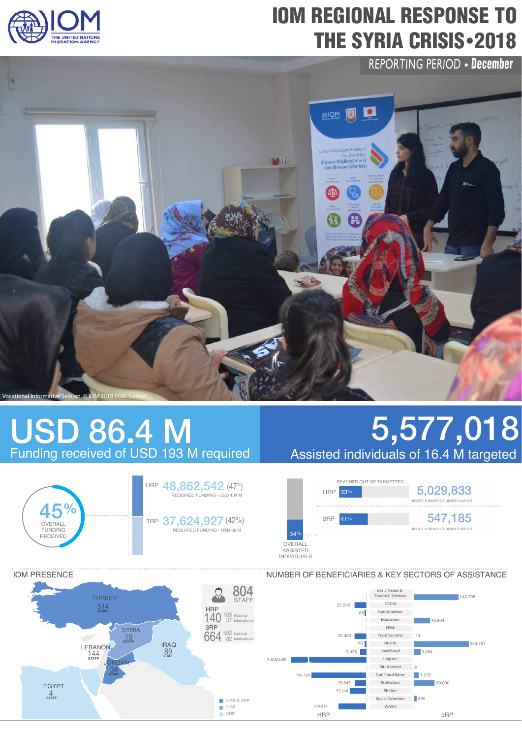# IOM REGIONAL RESPONSE TO THE SYRIA CRISIS•2018

REPORTING PERIOD • **December**

Vocational Informative Session. © IOM 2018 (IOM Turkey)

## USD 86.4 M
Funding received of USD 193 M required

## 5,577,018
Assisted individuals of 16.4 M targeted

**45%** OVERALL FUNDING RECEIVED

- HRP **48,862,542** (47%) — REQUIRED FUNDING - USD 104 M
- 3RP **37,624,927** (42%) — REQUIRED FUNDING - USD 88 M

**34%** OVERALL ASSISTED INDIVIDUALS

REACHED OUT OF TARGETTED

- HRP 33% — **5,029,833** DIRECT & INDIRECT BENEFICIARIES
- 3RP 41% — **547,185** DIRECT & INDIRECT BENEFICIARIES

## IOM PRESENCE

**804** STAFF

- HRP 140: 103 National, 37 International
- 3RP 664: 582 National, 82 International

| Country | Staff |
|---|---|
| Turkey | 514 |
| Syria | 19 |
| Lebanon | 144 |
| Iraq | 89 |
| Jordan | 34 |
| Egypt | 4 |

Legend: HRP & 3RP; HRP; 3RP

## NUMBER OF BENEFICIARIES & KEY SECTORS OF ASSISTANCE

| HRP | Sector | 3RP |
|---|---|---|
| | Basic Needs & Essential Services | 143,798 |
| 22,293 | CCCM | |
| 68 | Coordination | |
| | Education | 48,904 |
| | ER&L | |
| 22,483 | Food Security | 14 |
| 90 | Health | 254,791 |
| 3,936 | Livelihood | 9,064 |
| 4,602,898 | Logistic | |
| | Multi sector | 5 |
| 194,360 | Non Food Items | 1,270 |
| 25,547 | Protection | 89,030 |
| 57,344 | Shelter | |
| | Social Cohesion | 309 |
| 100,614 | WASH | |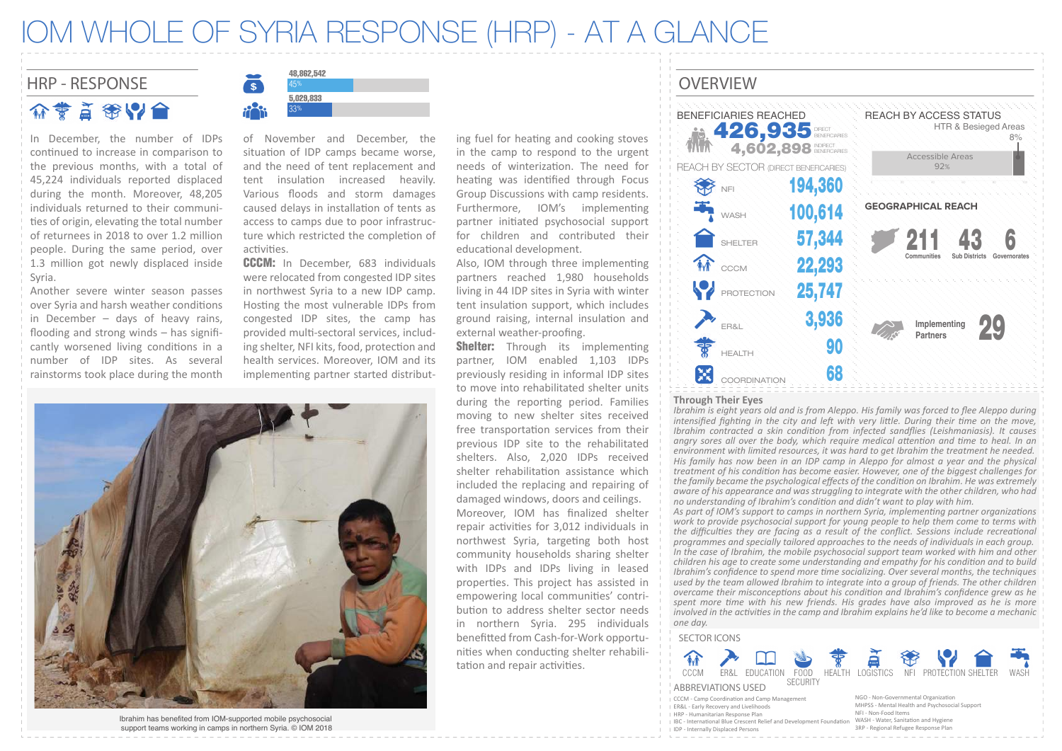# IOM WHOLE OF SYRIA RESPONSE (HRP) - AT A GLANCE

## HRP - RESPONSE

48,862,542 — 45%

5,029,833 — 33%

In December, the number of IDPs continued to increase in comparison to the previous months, with a total of 45,224 individuals reported displaced during the month. Moreover, 48,205 individuals returned to their communities of origin, elevating the total number of returnees in 2018 to over 1.2 million people. During the same period, over 1.3 million got newly displaced inside Syria.

Another severe winter season passes over Syria and harsh weather conditions in December – days of heavy rains, flooding and strong winds – has significantly worsened living conditions in a number of IDP sites. As several rainstorms took place during the month of November and December, the situation of IDP camps became worse, and the need of tent replacement and tent insulation increased heavily. Various floods and storm damages caused delays in installation of tents as access to camps due to poor infrastructure which restricted the completion of activities.

**CCCM:** In December, 683 individuals were relocated from congested IDP sites in northwest Syria to a new IDP camp. Hosting the most vulnerable IDPs from congested IDP sites, the camp has provided multi-sectoral services, including shelter, NFI kits, food, protection and health services. Moreover, IOM and its implementing partner started distributing fuel for heating and cooking stoves in the camp to respond to the urgent needs of winterization. The need for heating was identified through Focus Group Discussions with camp residents. Furthermore, IOM's implementing partner initiated psychosocial support for children and contributed their educational development.

Also, IOM through three implementing partners reached 1,980 households living in 44 IDP sites in Syria with winter tent insulation support, which includes ground raising, internal insulation and external weather-proofing.

**Shelter:** Through its implementing partner, IOM enabled 1,103 IDPs previously residing in informal IDP sites to move into rehabilitated shelter units during the reporting period. Families moving to new shelter sites received free transportation services from their previous IDP site to the rehabilitated shelters. Also, 2,020 IDPs received shelter rehabilitation assistance which included the replacing and repairing of damaged windows, doors and ceilings.

Moreover, IOM has finalized shelter repair activities for 3,012 individuals in northwest Syria, targeting both host community households sharing shelter with IDPs and IDPs living in leased properties. This project has assisted in empowering local communities' contribution to address shelter sector needs in northern Syria. 295 individuals benefitted from Cash-for-Work opportunities when conducting shelter rehabilitation and repair activities.

Ibrahim has benefited from IOM-supported mobile psychosocial support teams working in camps in northern Syria. © IOM 2018

## OVERVIEW

### BENEFICIARIES REACHED

- **426,935** DIRECT BENEFICIARIES
- **4,602,898** INDIRECT BENEFICIARIES

### REACH BY SECTOR (DIRECT BENEFICIARIES)

| Sector | Beneficiaries |
|---|---|
| NFI | 194,360 |
| WASH | 100,614 |
| SHELTER | 57,344 |
| CCCM | 22,293 |
| PROTECTION | 25,747 |
| ER&L | 3,936 |
| HEALTH | 90 |
| COORDINATION | 68 |

### REACH BY ACCESS STATUS

- HTR & Besieged Areas: 8%
- Accessible Areas: 92%

### GEOGRAPHICAL REACH

- 211 Communities
- 43 Sub Districts
- 6 Governorates

Implementing Partners: 29

### Through Their Eyes

*Ibrahim is eight years old and is from Aleppo. His family was forced to flee Aleppo during intensified fighting in the city and left with very little. During their time on the move, Ibrahim contracted a skin condition from infected sandflies (Leishmaniasis). It causes angry sores all over the body, which require medical attention and time to heal. In an environment with limited resources, it was hard to get Ibrahim the treatment he needed. His family has now been in an IDP camp in Aleppo for almost a year and the physical treatment of his condition has become easier. However, one of the biggest challenges for the family became the psychological effects of the condition on Ibrahim. He was extremely aware of his appearance and was struggling to integrate with the other children, who had no understanding of Ibrahim's condition and didn't want to play with him.*

*As part of IOM's support to camps in northern Syria, implementing partner organizations work to provide psychosocial support for young people to help them come to terms with the difficulties they are facing as a result of the conflict. Sessions include recreational programmes and specially tailored approaches to the needs of individuals in each group. In the case of Ibrahim, the mobile psychosocial support team worked with him and other children his age to create some more understanding and empathy for his condition and to build Ibrahim's confidence to spend more time socializing. Over several months, the techniques used by the team allowed Ibrahim to integrate into a group of friends. The other children overcame their misconceptions about his condition and Ibrahim's confidence grew as he spent more time with his new friends. His grades have also improved as he is more involved in the activities in the camp and Ibrahim explains he'd like to become a mechanic one day.*

### SECTOR ICONS

CCCM, ER&L, EDUCATION, FOOD SECURITY, HEALTH, LOGISTICS, NFI, PROTECTION, SHELTER, WASH

### ABBREVIATIONS USED

- CCCM - Camp Coordination and Camp Management
- ER&L - Early Recovery and Livelihoods
- HRP - Humanitarian Response Plan
- IBC - International Blue Crescent Relief and Development Foundation
- IDP - Internally Displaced Persons
- NGO - Non-Governmental Organization
- MHPSS - Mental Health and Psychosocial Support
- NFI - Non-Food Items
- WASH - Water, Sanitation and Hygiene
- 3RP - Regional Refugee Response Plan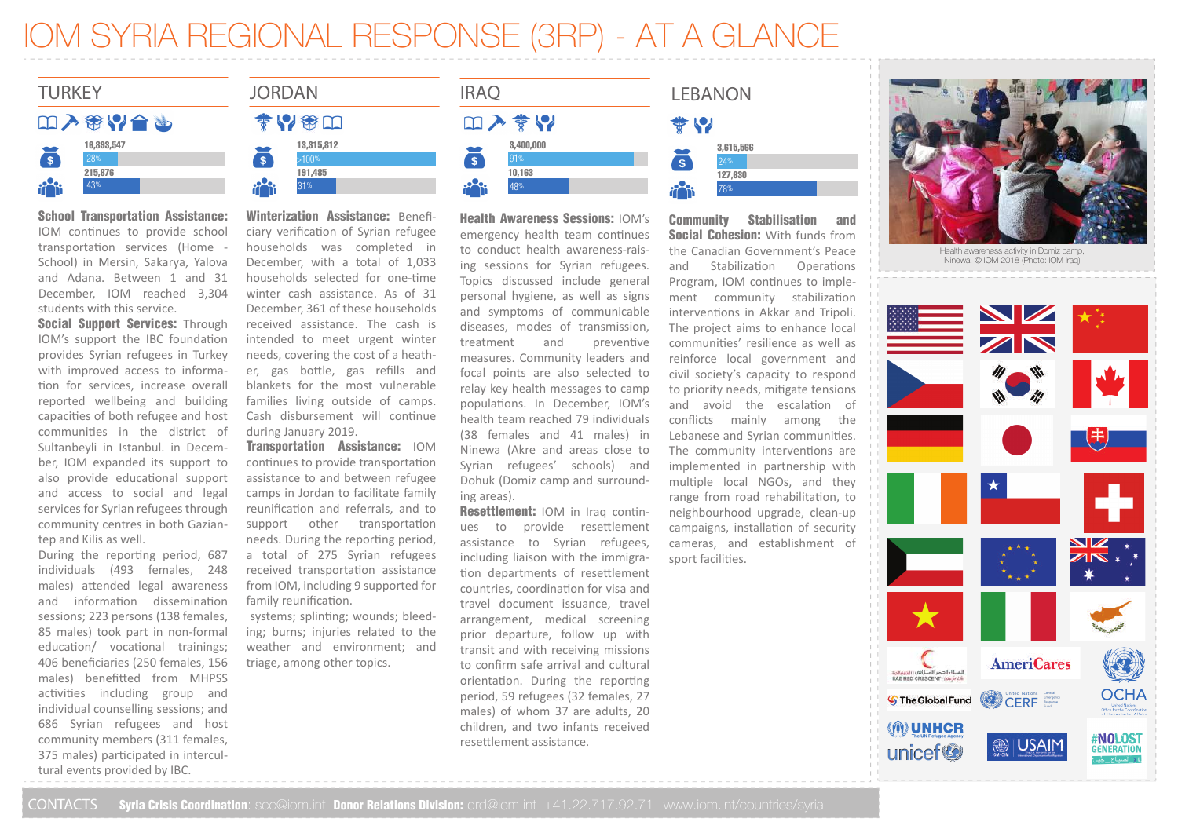# IOM SYRIA REGIONAL RESPONSE (3RP) - AT A GLANCE

## TURKEY

16,893,547
28%
215,876
43%

**School Transportation Assistance:** IOM continues to provide school transportation services (Home - School) in Mersin, Sakarya, Yalova and Adana. Between 1 and 31 December, IOM reached 3,304 students with this service.

**Social Support Services:** Through IOM's support the IBC foundation provides Syrian refugees in Turkey with improved access to information for services, increase overall reported wellbeing and building capacities of both refugee and host communities in the district of Sultanbeyli in Istanbul. In December, IOM expanded its support to also provide educational support and access to social and legal services for Syrian refugees through community centres in both Gaziantep and Kilis as well.

During the reporting period, 687 individuals (493 females, 248 males) attended legal awareness and information dissemination sessions; 223 persons (138 females, 85 males) took part in non-formal education/ vocational trainings; 406 beneficiaries (250 females, 156 males) benefitted from MHPSS activities including group and individual counselling sessions; and 686 Syrian refugees and host community members (311 females, 375 males) participated in intercultural events provided by IBC.

## JORDAN

13,315,812
>100%
191,485
31%

**Winterization Assistance:** Beneficiary verification of Syrian refugee households was completed in December, with a total of 1,033 households selected for one-time winter cash assistance. As of 31 December, 361 of these households received assistance. The cash is intended to meet urgent winter needs, covering the cost of a heater, gas bottle, gas refills and blankets for the most vulnerable families living outside of camps. Cash disbursement will continue during January 2019.

**Transportation Assistance:** IOM continues to provide transportation assistance to and between refugee camps in Jordan to facilitate family reunification and referrals, and to support other transportation needs. During the reporting period, a total of 275 Syrian refugees received transportation assistance from IOM, including 9 supported for family reunification.

systems; splinting; wounds; bleeding; burns; injuries related to the weather and environment; and triage, among other topics.

## IRAQ

3,400,000
91%
10,163
48%

**Health Awareness Sessions:** IOM's emergency health team continues to conduct health awareness-raising sessions for Syrian refugees. Topics discussed include general personal hygiene, as well as signs and symptoms of communicable diseases, modes of transmission, treatment and preventive measures. Community leaders and focal points are also selected to relay key health messages to camp populations. In December, IOM's health team reached 79 individuals (38 females and 41 males) in Ninewa (Akre and areas close to Syrian refugees' schools) and Dohuk (Domiz camp and surrounding areas).

**Resettlement:** IOM in Iraq continues to provide resettlement assistance to Syrian refugees, including liaison with the immigration departments of resettlement countries, coordination for visa and travel document issuance, travel arrangement, medical screening prior departure, follow up with transit and with receiving missions to confirm safe arrival and cultural orientation. During the reporting period, 59 refugees (32 females, 27 males) of whom 37 are adults, 20 children, and two infants received resettlement assistance.

## LEBANON

3,615,566
24%
127,630
78%

**Community Stabilisation and Social Cohesion:** With funds from the Canadian Government's Peace and Stabilization Operations Program, IOM continues to implement community stabilization interventions in Akkar and Tripoli. The project aims to enhance local communities' resilience as well as reinforce local government and civil society's capacity to respond to priority needs, mitigate tensions and avoid the escalation of conflicts mainly among the Lebanese and Syrian communities. The community interventions are implemented in partnership with multiple local NGOs, and they range from road rehabilitation, to neighbourhood upgrade, clean-up campaigns, installation of security cameras, and establishment of sport facilities.

Health awareness activity in Domiz camp, Ninewa. © IOM 2018 (Photo: IOM Iraq)

UAE RED CRESCENT
AmeriCares
The Global Fund
CERF
OCHA
UNHCR
unicef
USAIM
#NOLOST GENERATION

CONTACTS **Syria Crisis Coordination**: scc@iom.int **Donor Relations Division:** drd@iom.int +41.22.717.92.71 www.iom.int/countries/syria